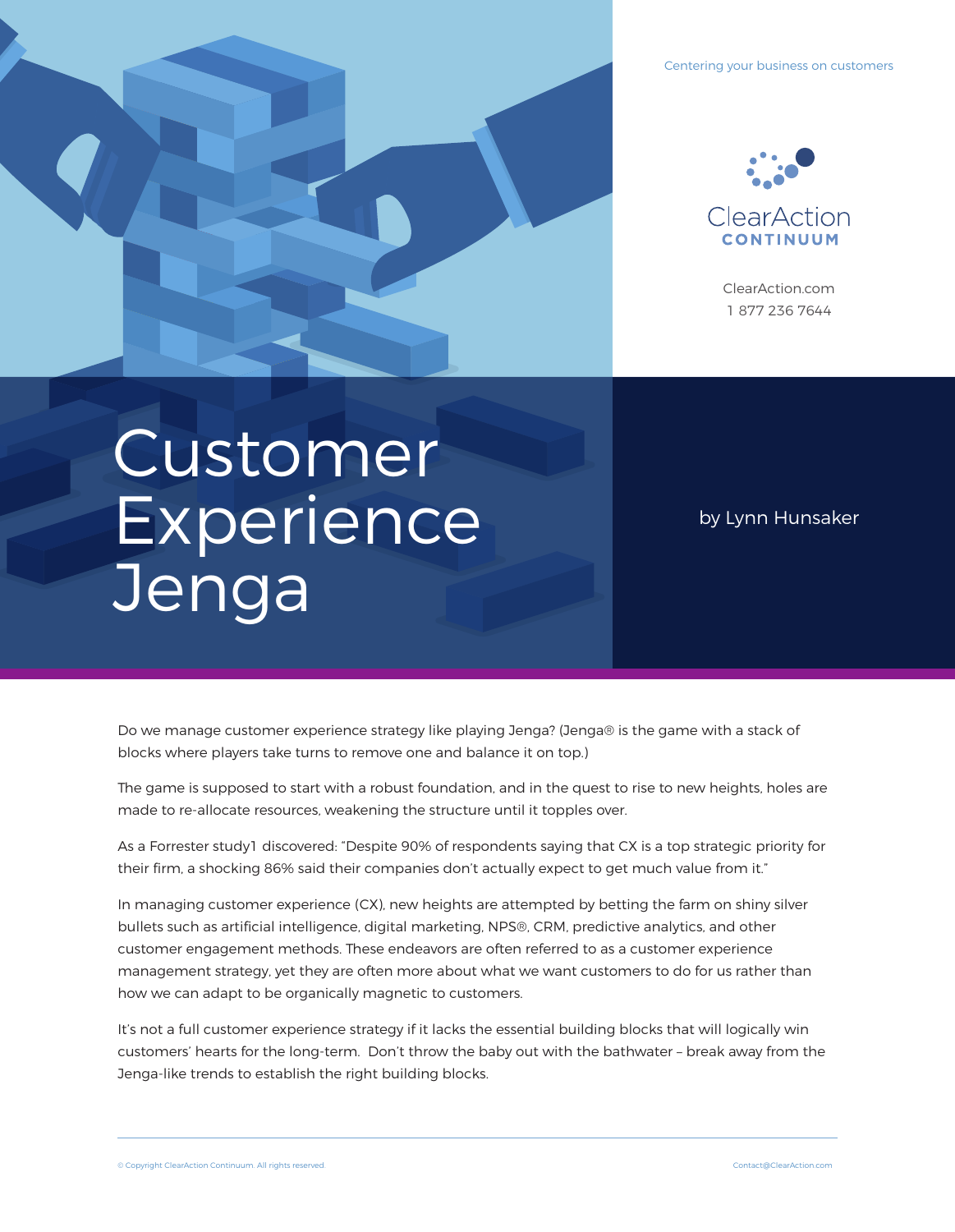Centering your business on customers

ClearAction
CONTINUUM

ClearAction.com
1 877 236 7644

# Customer Experience Jenga

by Lynn Hunsaker

Do we manage customer experience strategy like playing Jenga? (Jenga® is the game with a stack of blocks where players take turns to remove one and balance it on top.)

The game is supposed to start with a robust foundation, and in the quest to rise to new heights, holes are made to re-allocate resources, weakening the structure until it topples over.

As a Forrester study1 discovered: "Despite 90% of respondents saying that CX is a top strategic priority for their firm, a shocking 86% said their companies don't actually expect to get much value from it."

In managing customer experience (CX), new heights are attempted by betting the farm on shiny silver bullets such as artificial intelligence, digital marketing, NPS®, CRM, predictive analytics, and other customer engagement methods. These endeavors are often referred to as a customer experience management strategy, yet they are often more about what we want customers to do for us rather than how we can adapt to be organically magnetic to customers.

It's not a full customer experience strategy if it lacks the essential building blocks that will logically win customers' hearts for the long-term.  Don't throw the baby out with the bathwater – break away from the Jenga-like trends to establish the right building blocks.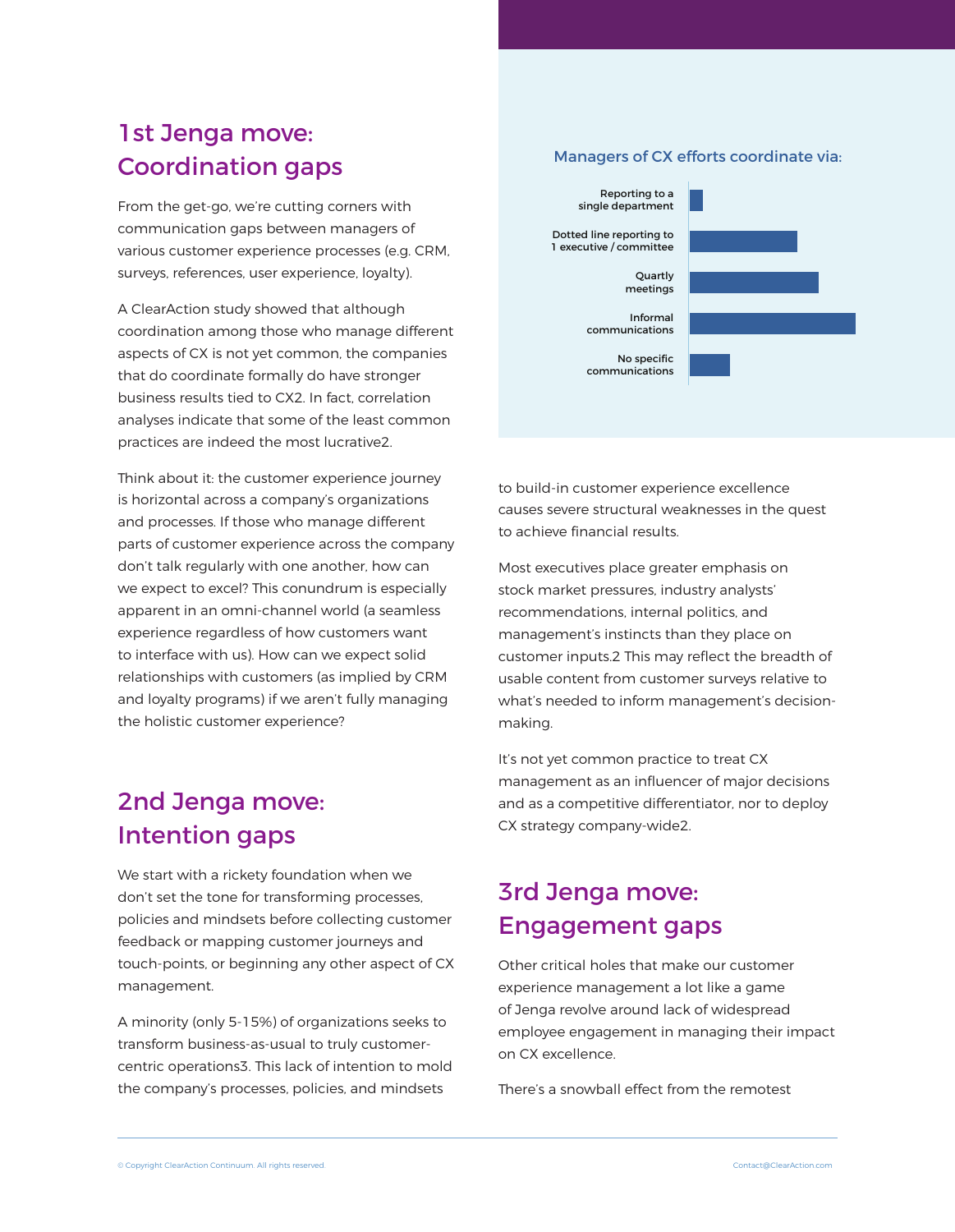## 1st Jenga move: Coordination gaps

From the get-go, we're cutting corners with communication gaps between managers of various customer experience processes (e.g. CRM, surveys, references, user experience, loyalty).

A ClearAction study showed that although coordination among those who manage different aspects of CX is not yet common, the companies that do coordinate formally do have stronger business results tied to CX2. In fact, correlation analyses indicate that some of the least common practices are indeed the most lucrative2.

Think about it: the customer experience journey is horizontal across a company's organizations and processes. If those who manage different parts of customer experience across the company don't talk regularly with one another, how can we expect to excel? This conundrum is especially apparent in an omni-channel world (a seamless experience regardless of how customers want to interface with us). How can we expect solid relationships with customers (as implied by CRM and loyalty programs) if we aren't fully managing the holistic customer experience?

**Managers of CX efforts coordinate via:**

- Reporting to a single department
- Dotted line reporting to 1 executive / committee
- Quartly meetings
- Informal communications
- No specific communications

## 2nd Jenga move: Intention gaps

We start with a rickety foundation when we don't set the tone for transforming processes, policies and mindsets before collecting customer feedback or mapping customer journeys and touch-points, or beginning any other aspect of CX management.

A minority (only 5-15%) of organizations seeks to transform business-as-usual to truly customer-centric operations3. This lack of intention to mold the company's processes, policies, and mindsets to build-in customer experience excellence causes severe structural weaknesses in the quest to achieve financial results.

Most executives place greater emphasis on stock market pressures, industry analysts' recommendations, internal politics, and management's instincts than they place on customer inputs.2 This may reflect the breadth of usable content from customer surveys relative to what's needed to inform management's decision-making.

It's not yet common practice to treat CX management as an influencer of major decisions and as a competitive differentiator, nor to deploy CX strategy company-wide2.

## 3rd Jenga move: Engagement gaps

Other critical holes that make our customer experience management a lot like a game of Jenga revolve around lack of widespread employee engagement in managing their impact on CX excellence.

There's a snowball effect from the remotest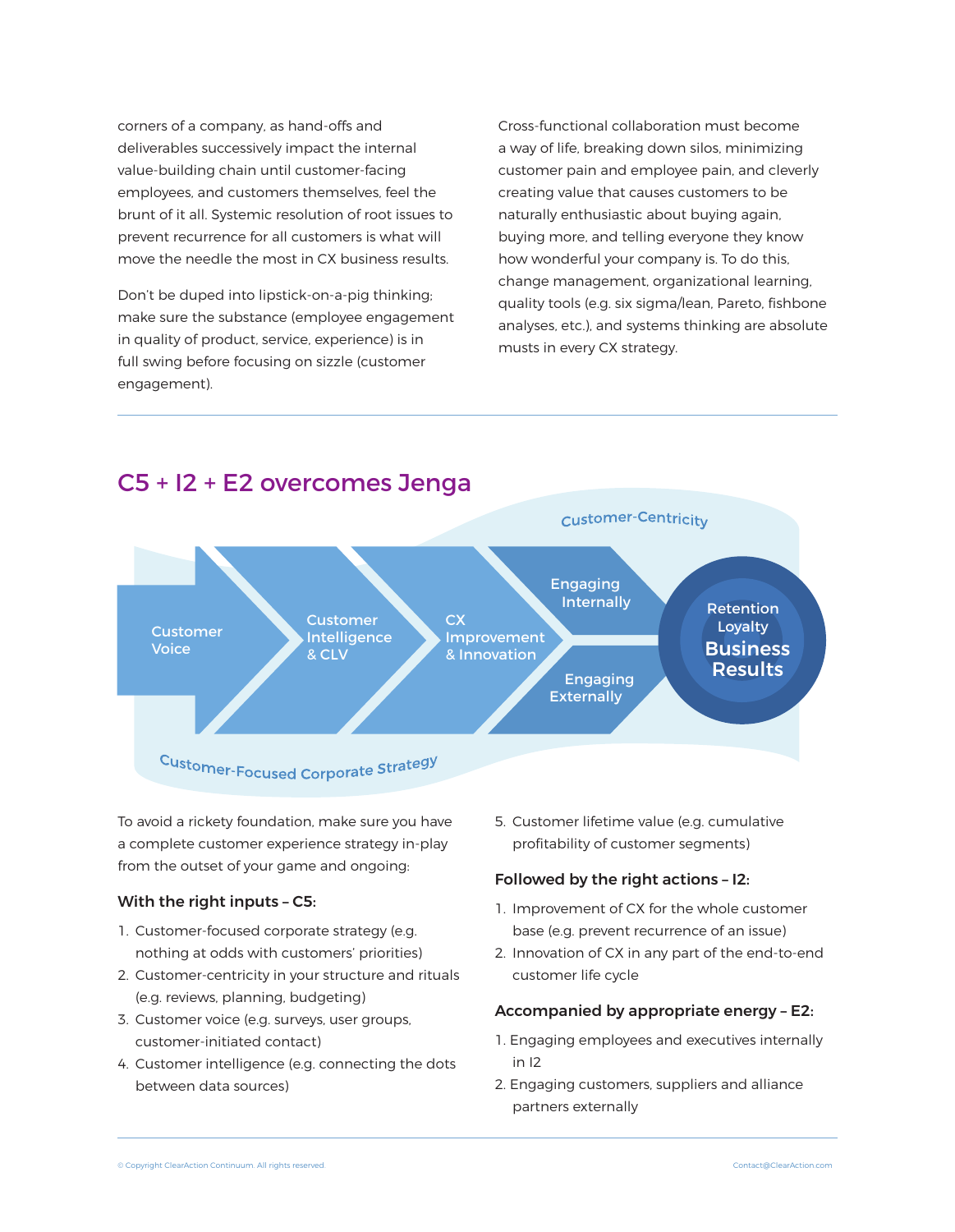corners of a company, as hand-offs and deliverables successively impact the internal value-building chain until customer-facing employees, and customers themselves, feel the brunt of it all. Systemic resolution of root issues to prevent recurrence for all customers is what will move the needle the most in CX business results.

Don't be duped into lipstick-on-a-pig thinking; make sure the substance (employee engagement in quality of product, service, experience) is in full swing before focusing on sizzle (customer engagement).

Cross-functional collaboration must become a way of life, breaking down silos, minimizing customer pain and employee pain, and cleverly creating value that causes customers to be naturally enthusiastic about buying again, buying more, and telling everyone they know how wonderful your company is. To do this, change management, organizational learning, quality tools (e.g. six sigma/lean, Pareto, fishbone analyses, etc.), and systems thinking are absolute musts in every CX strategy.

## C5 + I2 + E2 overcomes Jenga

Customer-Centricity

Customer Voice → Customer Intelligence & CLV → CX Improvement & Innovation → Engaging Internally / Engaging Externally → Retention Loyalty Business Results

Customer-Focused Corporate Strategy

To avoid a rickety foundation, make sure you have a complete customer experience strategy in-play from the outset of your game and ongoing:

### With the right inputs – C5:

1. Customer-focused corporate strategy (e.g. nothing at odds with customers' priorities)
2. Customer-centricity in your structure and rituals (e.g. reviews, planning, budgeting)
3. Customer voice (e.g. surveys, user groups, customer-initiated contact)
4. Customer intelligence (e.g. connecting the dots between data sources)
5. Customer lifetime value (e.g. cumulative profitability of customer segments)

### Followed by the right actions – I2:

1. Improvement of CX for the whole customer base (e.g. prevent recurrence of an issue)
2. Innovation of CX in any part of the end-to-end customer life cycle

### Accompanied by appropriate energy – E2:

1. Engaging employees and executives internally in I2
2. Engaging customers, suppliers and alliance partners externally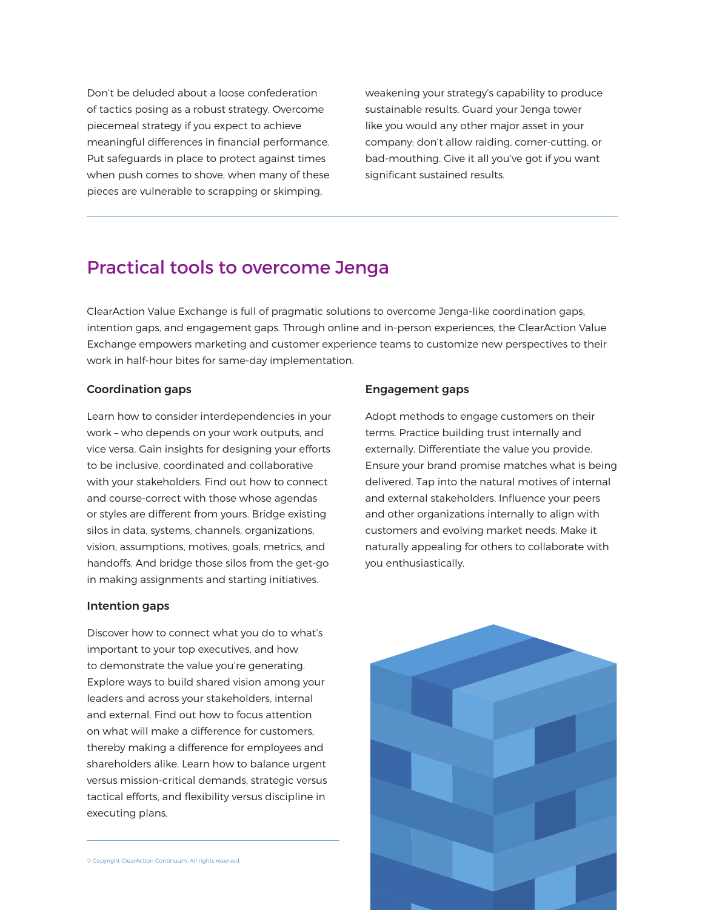Don't be deluded about a loose confederation of tactics posing as a robust strategy. Overcome piecemeal strategy if you expect to achieve meaningful differences in financial performance. Put safeguards in place to protect against times when push comes to shove, when many of these pieces are vulnerable to scrapping or skimping, weakening your strategy's capability to produce sustainable results. Guard your Jenga tower like you would any other major asset in your company: don't allow raiding, corner-cutting, or bad-mouthing. Give it all you've got if you want significant sustained results.

## Practical tools to overcome Jenga

ClearAction Value Exchange is full of pragmatic solutions to overcome Jenga-like coordination gaps, intention gaps, and engagement gaps. Through online and in-person experiences, the ClearAction Value Exchange empowers marketing and customer experience teams to customize new perspectives to their work in half-hour bites for same-day implementation.

### Coordination gaps

Learn how to consider interdependencies in your work – who depends on your work outputs, and vice versa. Gain insights for designing your efforts to be inclusive, coordinated and collaborative with your stakeholders. Find out how to connect and course-correct with those whose agendas or styles are different from yours. Bridge existing silos in data, systems, channels, organizations, vision, assumptions, motives, goals, metrics, and handoffs. And bridge those silos from the get-go in making assignments and starting initiatives.

### Intention gaps

Discover how to connect what you do to what's important to your top executives, and how to demonstrate the value you're generating. Explore ways to build shared vision among your leaders and across your stakeholders, internal and external. Find out how to focus attention on what will make a difference for customers, thereby making a difference for employees and shareholders alike. Learn how to balance urgent versus mission-critical demands, strategic versus tactical efforts, and flexibility versus discipline in executing plans.

### Engagement gaps

Adopt methods to engage customers on their terms. Practice building trust internally and externally. Differentiate the value you provide. Ensure your brand promise matches what is being delivered. Tap into the natural motives of internal and external stakeholders. Influence your peers and other organizations internally to align with customers and evolving market needs. Make it naturally appealing for others to collaborate with you enthusiastically.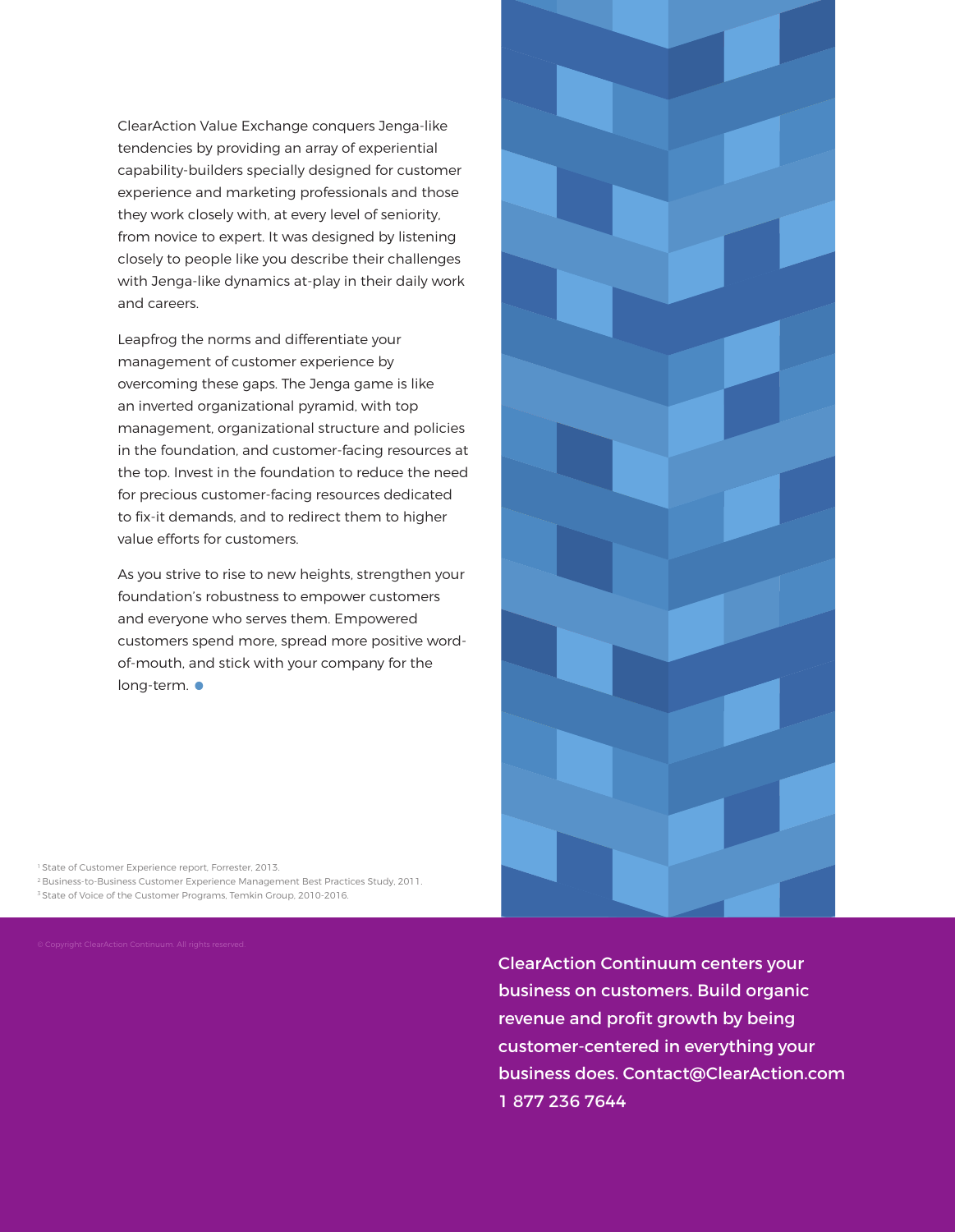ClearAction Value Exchange conquers Jenga-like tendencies by providing an array of experiential capability-builders specially designed for customer experience and marketing professionals and those they work closely with, at every level of seniority, from novice to expert. It was designed by listening closely to people like you describe their challenges with Jenga-like dynamics at-play in their daily work and careers.

Leapfrog the norms and differentiate your management of customer experience by overcoming these gaps. The Jenga game is like an inverted organizational pyramid, with top management, organizational structure and policies in the foundation, and customer-facing resources at the top. Invest in the foundation to reduce the need for precious customer-facing resources dedicated to fix-it demands, and to redirect them to higher value efforts for customers.

As you strive to rise to new heights, strengthen your foundation's robustness to empower customers and everyone who serves them. Empowered customers spend more, spread more positive word-of-mouth, and stick with your company for the long-term.

[1] State of Customer Experience report, Forrester, 2013.
[2] Business-to-Business Customer Experience Management Best Practices Study, 2011.
[3] State of Voice of the Customer Programs, Temkin Group, 2010-2016.

© Copyright ClearAction Continuum. All rights reserved.

ClearAction Continuum centers your business on customers. Build organic revenue and profit growth by being customer-centered in everything your business does. Contact@ClearAction.com 1 877 236 7644